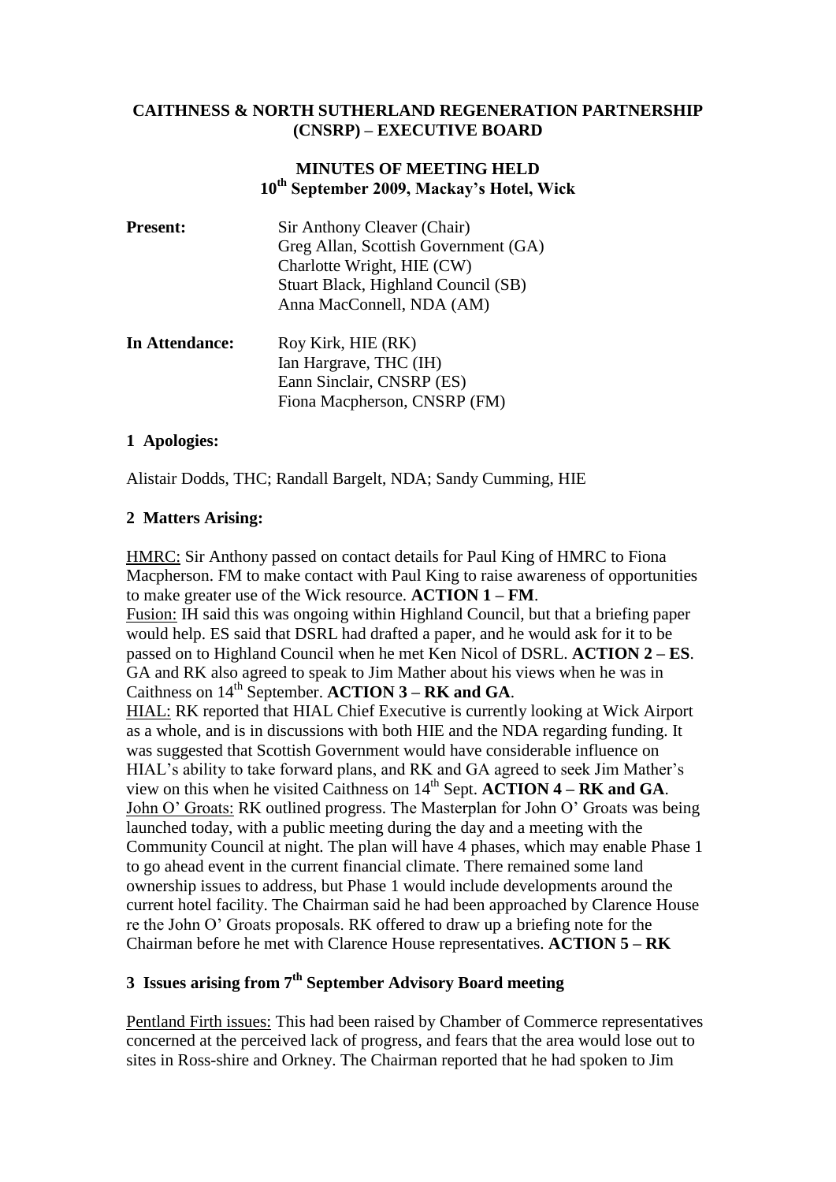# CAITHNESS & NORTH SUTHERLAND REGENERATION PARTNERSHIP (CNSRP) – EXECUTIVE BOARD

## MINUTES OF MEETING HELD 10th September 2009, Mackay's Hotel, Wick

**Present:**
Sir Anthony Cleaver (Chair)
Greg Allan, Scottish Government (GA)
Charlotte Wright, HIE (CW)
Stuart Black, Highland Council (SB)
Anna MacConnell, NDA (AM)

**In Attendance:**
Roy Kirk, HIE (RK)
Ian Hargrave, THC (IH)
Eann Sinclair, CNSRP (ES)
Fiona Macpherson, CNSRP (FM)

### 1 Apologies:

Alistair Dodds, THC; Randall Bargelt, NDA; Sandy Cumming, HIE

### 2 Matters Arising:

HMRC: Sir Anthony passed on contact details for Paul King of HMRC to Fiona Macpherson. FM to make contact with Paul King to raise awareness of opportunities to make greater use of the Wick resource. **ACTION 1 – FM**.

Fusion: IH said this was ongoing within Highland Council, but that a briefing paper would help. ES said that DSRL had drafted a paper, and he would ask for it to be passed on to Highland Council when he met Ken Nicol of DSRL. **ACTION 2 – ES**. GA and RK also agreed to speak to Jim Mather about his views when he was in Caithness on 14th September. **ACTION 3 – RK and GA**.

HIAL: RK reported that HIAL Chief Executive is currently looking at Wick Airport as a whole, and is in discussions with both HIE and the NDA regarding funding. It was suggested that Scottish Government would have considerable influence on HIAL's ability to take forward plans, and RK and GA agreed to seek Jim Mather's view on this when he visited Caithness on 14th Sept. **ACTION 4 – RK and GA**.

John O' Groats: RK outlined progress. The Masterplan for John O' Groats was being launched today, with a public meeting during the day and a meeting with the Community Council at night. The plan will have 4 phases, which may enable Phase 1 to go ahead event in the current financial climate. There remained some land ownership issues to address, but Phase 1 would include developments around the current hotel facility. The Chairman said he had been approached by Clarence House re the John O' Groats proposals. RK offered to draw up a briefing note for the Chairman before he met with Clarence House representatives. **ACTION 5 – RK**

### 3 Issues arising from 7th September Advisory Board meeting

Pentland Firth issues: This had been raised by Chamber of Commerce representatives concerned at the perceived lack of progress, and fears that the area would lose out to sites in Ross-shire and Orkney. The Chairman reported that he had spoken to Jim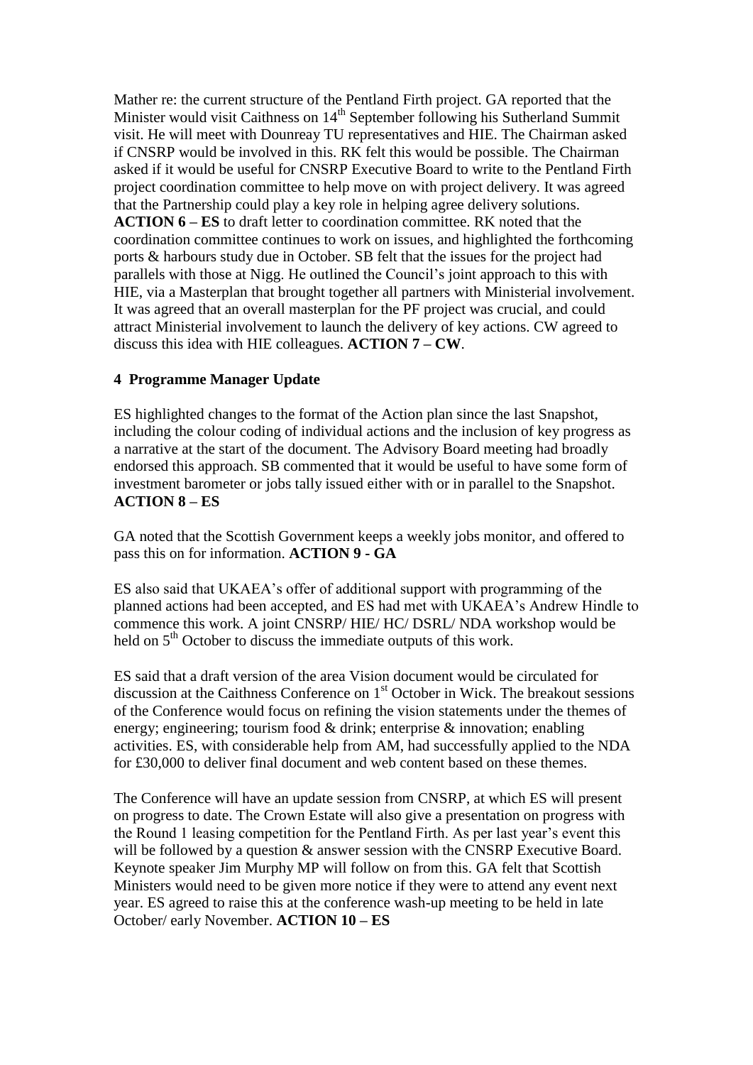Mather re: the current structure of the Pentland Firth project. GA reported that the Minister would visit Caithness on 14th September following his Sutherland Summit visit. He will meet with Dounreay TU representatives and HIE. The Chairman asked if CNSRP would be involved in this. RK felt this would be possible. The Chairman asked if it would be useful for CNSRP Executive Board to write to the Pentland Firth project coordination committee to help move on with project delivery. It was agreed that the Partnership could play a key role in helping agree delivery solutions. **ACTION 6 – ES** to draft letter to coordination committee. RK noted that the coordination committee continues to work on issues, and highlighted the forthcoming ports & harbours study due in October. SB felt that the issues for the project had parallels with those at Nigg. He outlined the Council's joint approach to this with HIE, via a Masterplan that brought together all partners with Ministerial involvement. It was agreed that an overall masterplan for the PF project was crucial, and could attract Ministerial involvement to launch the delivery of key actions. CW agreed to discuss this idea with HIE colleagues. **ACTION 7 – CW**.

## 4 Programme Manager Update

ES highlighted changes to the format of the Action plan since the last Snapshot, including the colour coding of individual actions and the inclusion of key progress as a narrative at the start of the document. The Advisory Board meeting had broadly endorsed this approach. SB commented that it would be useful to have some form of investment barometer or jobs tally issued either with or in parallel to the Snapshot. **ACTION 8 – ES**

GA noted that the Scottish Government keeps a weekly jobs monitor, and offered to pass this on for information. **ACTION 9 - GA**

ES also said that UKAEA's offer of additional support with programming of the planned actions had been accepted, and ES had met with UKAEA's Andrew Hindle to commence this work. A joint CNSRP/ HIE/ HC/ DSRL/ NDA workshop would be held on 5th October to discuss the immediate outputs of this work.

ES said that a draft version of the area Vision document would be circulated for discussion at the Caithness Conference on 1st October in Wick. The breakout sessions of the Conference would focus on refining the vision statements under the themes of energy; engineering; tourism food & drink; enterprise & innovation; enabling activities. ES, with considerable help from AM, had successfully applied to the NDA for £30,000 to deliver final document and web content based on these themes.

The Conference will have an update session from CNSRP, at which ES will present on progress to date. The Crown Estate will also give a presentation on progress with the Round 1 leasing competition for the Pentland Firth. As per last year's event this will be followed by a question & answer session with the CNSRP Executive Board. Keynote speaker Jim Murphy MP will follow on from this. GA felt that Scottish Ministers would need to be given more notice if they were to attend any event next year. ES agreed to raise this at the conference wash-up meeting to be held in late October/ early November. **ACTION 10 – ES**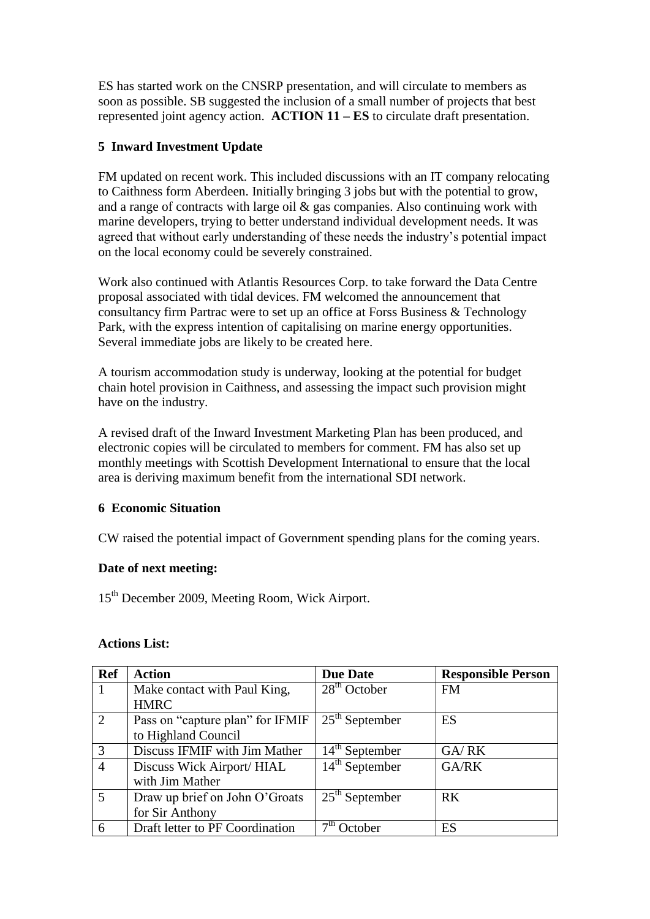ES has started work on the CNSRP presentation, and will circulate to members as soon as possible. SB suggested the inclusion of a small number of projects that best represented joint agency action. **ACTION 11 – ES** to circulate draft presentation.

## 5 Inward Investment Update

FM updated on recent work. This included discussions with an IT company relocating to Caithness form Aberdeen. Initially bringing 3 jobs but with the potential to grow, and a range of contracts with large oil & gas companies. Also continuing work with marine developers, trying to better understand individual development needs. It was agreed that without early understanding of these needs the industry's potential impact on the local economy could be severely constrained.

Work also continued with Atlantis Resources Corp. to take forward the Data Centre proposal associated with tidal devices. FM welcomed the announcement that consultancy firm Partrac were to set up an office at Forss Business & Technology Park, with the express intention of capitalising on marine energy opportunities. Several immediate jobs are likely to be created here.

A tourism accommodation study is underway, looking at the potential for budget chain hotel provision in Caithness, and assessing the impact such provision might have on the industry.

A revised draft of the Inward Investment Marketing Plan has been produced, and electronic copies will be circulated to members for comment. FM has also set up monthly meetings with Scottish Development International to ensure that the local area is deriving maximum benefit from the international SDI network.

## 6 Economic Situation

CW raised the potential impact of Government spending plans for the coming years.

**Date of next meeting:**

15th December 2009, Meeting Room, Wick Airport.

**Actions List:**

| Ref | Action | Due Date | Responsible Person |
|---|---|---|---|
| 1 | Make contact with Paul King, HMRC | 28th October | FM |
| 2 | Pass on "capture plan" for IFMIF to Highland Council | 25th September | ES |
| 3 | Discuss IFMIF with Jim Mather | 14th September | GA/ RK |
| 4 | Discuss Wick Airport/ HIAL with Jim Mather | 14th September | GA/RK |
| 5 | Draw up brief on John O'Groats for Sir Anthony | 25th September | RK |
| 6 | Draft letter to PF Coordination | 7th October | ES |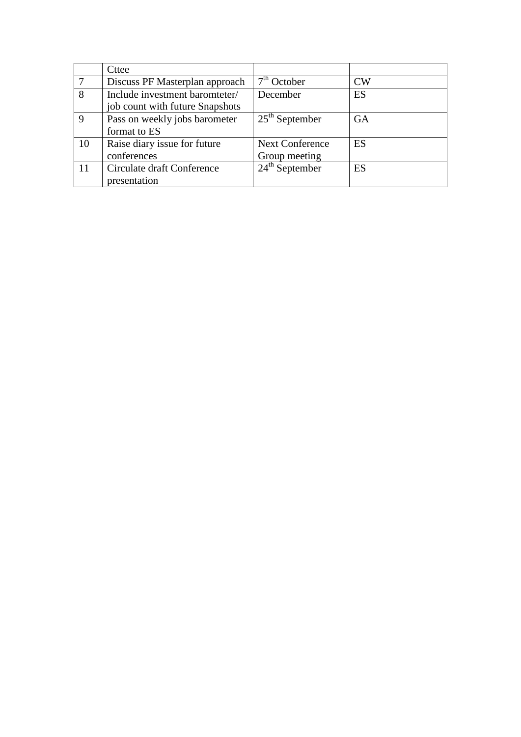| | | | |
|---|---|---|---|
| | Cttee | | |
| 7 | Discuss PF Masterplan approach | 7th October | CW |
| 8 | Include investment baromteter/ job count with future Snapshots | December | ES |
| 9 | Pass on weekly jobs barometer format to ES | 25th September | GA |
| 10 | Raise diary issue for future conferences | Next Conference Group meeting | ES |
| 11 | Circulate draft Conference presentation | 24th September | ES |